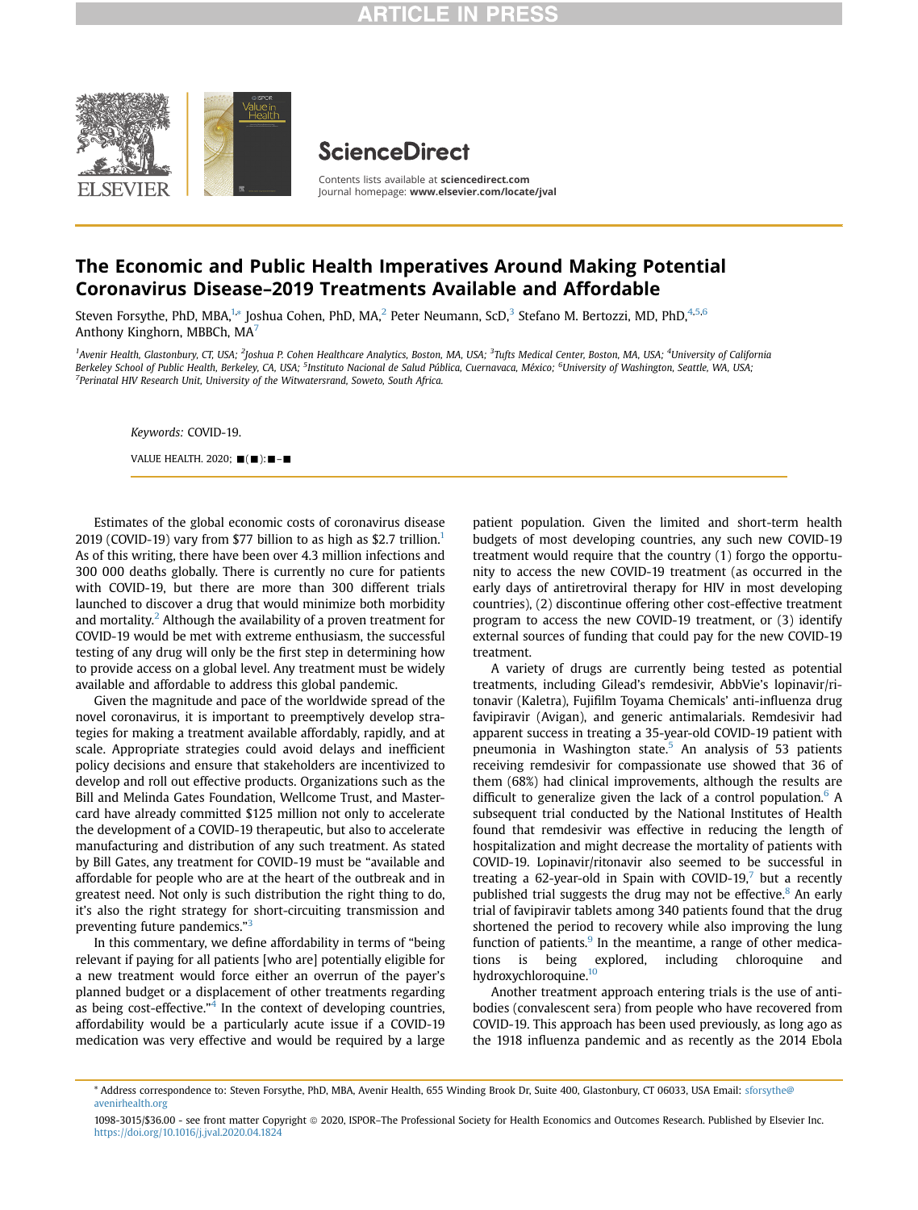# The Economic and Public Health Imperatives Around Making Potential Coronavirus Disease–2019 Treatments Available and Affordable

Steven Forsythe, PhD, MBA,[1,*] Joshua Cohen, PhD, MA,[2] Peter Neumann, ScD,[3] Stefano M. Bertozzi, MD, PhD,[4,5,6] Anthony Kinghorn, MBBCh, MA[7]

[1]Avenir Health, Glastonbury, CT, USA; [2]Joshua P. Cohen Healthcare Analytics, Boston, MA, USA; [3]Tufts Medical Center, Boston, MA, USA; [4]University of California Berkeley School of Public Health, Berkeley, CA, USA; [5]Instituto Nacional de Salud Pública, Cuernavaca, México; [6]University of Washington, Seattle, WA, USA; [7]Perinatal HIV Research Unit, University of the Witwatersrand, Soweto, South Africa.

*Keywords:* COVID-19.

Estimates of the global economic costs of coronavirus disease 2019 (COVID-19) vary from $77 billion to as high as $2.7 trillion.[1] As of this writing, there have been over 4.3 million infections and 300 000 deaths globally. There is currently no cure for patients with COVID-19, but there are more than 300 different trials launched to discover a drug that would minimize both morbidity and mortality.[2] Although the availability of a proven treatment for COVID-19 would be met with extreme enthusiasm, the successful testing of any drug will only be the first step in determining how to provide access on a global level. Any treatment must be widely available and affordable to address this global pandemic.

Given the magnitude and pace of the worldwide spread of the novel coronavirus, it is important to preemptively develop strategies for making a treatment available affordably, rapidly, and at scale. Appropriate strategies could avoid delays and inefficient policy decisions and ensure that stakeholders are incentivized to develop and roll out effective products. Organizations such as the Bill and Melinda Gates Foundation, Wellcome Trust, and Mastercard have already committed $125 million not only to accelerate the development of a COVID-19 therapeutic, but also to accelerate manufacturing and distribution of any such treatment. As stated by Bill Gates, any treatment for COVID-19 must be "available and affordable for people who are at the heart of the outbreak and in greatest need. Not only is such distribution the right thing to do, it's also the right strategy for short-circuiting transmission and preventing future pandemics."[3]

In this commentary, we define affordability in terms of "being relevant if paying for all patients [who are] potentially eligible for a new treatment would force either an overrun of the payer's planned budget or a displacement of other treatments regarding as being cost-effective."[4] In the context of developing countries, affordability would be a particularly acute issue if a COVID-19 medication was very effective and would be required by a large patient population. Given the limited and short-term health budgets of most developing countries, any such new COVID-19 treatment would require that the country (1) forgo the opportunity to access the new COVID-19 treatment (as occurred in the early days of antiretroviral therapy for HIV in most developing countries), (2) discontinue offering other cost-effective treatment program to access the new COVID-19 treatment, or (3) identify external sources of funding that could pay for the new COVID-19 treatment.

A variety of drugs are currently being tested as potential treatments, including Gilead's remdesivir, AbbVie's lopinavir/ritonavir (Kaletra), Fujifilm Toyama Chemicals' anti-influenza drug favipiravir (Avigan), and generic antimalarials. Remdesivir had apparent success in treating a 35-year-old COVID-19 patient with pneumonia in Washington state.[5] An analysis of 53 patients receiving remdesivir for compassionate use showed that 36 of them (68%) had clinical improvements, although the results are difficult to generalize given the lack of a control population.[6] A subsequent trial conducted by the National Institutes of Health found that remdesivir was effective in reducing the length of hospitalization and might decrease the mortality of patients with COVID-19. Lopinavir/ritonavir also seemed to be successful in treating a 62-year-old in Spain with COVID-19,[7] but a recently published trial suggests the drug may not be effective.[8] An early trial of favipiravir tablets among 340 patients found that the drug shortened the period to recovery while also improving the lung function of patients.[9] In the meantime, a range of other medications is being explored, including chloroquine and hydroxychloroquine.[10]

Another treatment approach entering trials is the use of antibodies (convalescent sera) from people who have recovered from COVID-19. This approach has been used previously, as long ago as the 1918 influenza pandemic and as recently as the 2014 Ebola

* Address correspondence to: Steven Forsythe, PhD, MBA, Avenir Health, 655 Winding Brook Dr, Suite 400, Glastonbury, CT 06033, USA Email: sforsythe@avenirhealth.org

1098-3015/$36.00 - see front matter Copyright © 2020, ISPOR–The Professional Society for Health Economics and Outcomes Research. Published by Elsevier Inc. https://doi.org/10.1016/j.jval.2020.04.1824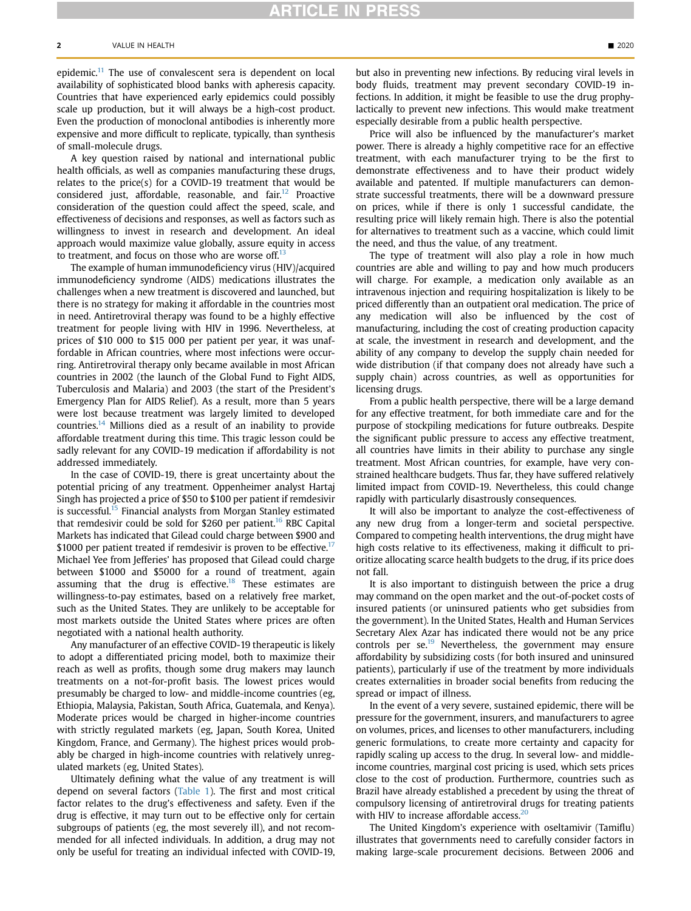epidemic.[11] The use of convalescent sera is dependent on local availability of sophisticated blood banks with apheresis capacity. Countries that have experienced early epidemics could possibly scale up production, but it will always be a high-cost product. Even the production of monoclonal antibodies is inherently more expensive and more difficult to replicate, typically, than synthesis of small-molecule drugs.

A key question raised by national and international public health officials, as well as companies manufacturing these drugs, relates to the price(s) for a COVID-19 treatment that would be considered just, affordable, reasonable, and fair.[12] Proactive consideration of the question could affect the speed, scale, and effectiveness of decisions and responses, as well as factors such as willingness to invest in research and development. An ideal approach would maximize value globally, assure equity in access to treatment, and focus on those who are worse off.[13]

The example of human immunodeficiency virus (HIV)/acquired immunodeficiency syndrome (AIDS) medications illustrates the challenges when a new treatment is discovered and launched, but there is no strategy for making it affordable in the countries most in need. Antiretroviral therapy was found to be a highly effective treatment for people living with HIV in 1996. Nevertheless, at prices of $10 000 to $15 000 per patient per year, it was unaffordable in African countries, where most infections were occurring. Antiretroviral therapy only became available in most African countries in 2002 (the launch of the Global Fund to Fight AIDS, Tuberculosis and Malaria) and 2003 (the start of the President's Emergency Plan for AIDS Relief). As a result, more than 5 years were lost because treatment was largely limited to developed countries.[14] Millions died as a result of an inability to provide affordable treatment during this time. This tragic lesson could be sadly relevant for any COVID-19 medication if affordability is not addressed immediately.

In the case of COVID-19, there is great uncertainty about the potential pricing of any treatment. Oppenheimer analyst Hartaj Singh has projected a price of $50 to $100 per patient if remdesivir is successful.[15] Financial analysts from Morgan Stanley estimated that remdesivir could be sold for $260 per patient.[16] RBC Capital Markets has indicated that Gilead could charge between $900 and $1000 per patient treated if remdesivir is proven to be effective.[17] Michael Yee from Jefferies' has proposed that Gilead could charge between $1000 and $5000 for a round of treatment, again assuming that the drug is effective.[18] These estimates are willingness-to-pay estimates, based on a relatively free market, such as the United States. They are unlikely to be acceptable for most markets outside the United States where prices are often negotiated with a national health authority.

Any manufacturer of an effective COVID-19 therapeutic is likely to adopt a differentiated pricing model, both to maximize their reach as well as profits, though some drug makers may launch treatments on a not-for-profit basis. The lowest prices would presumably be charged to low- and middle-income countries (eg, Ethiopia, Malaysia, Pakistan, South Africa, Guatemala, and Kenya). Moderate prices would be charged in higher-income countries with strictly regulated markets (eg, Japan, South Korea, United Kingdom, France, and Germany). The highest prices would probably be charged in high-income countries with relatively unregulated markets (eg, United States).

Ultimately defining what the value of any treatment is will depend on several factors (Table 1). The first and most critical factor relates to the drug's effectiveness and safety. Even if the drug is effective, it may turn out to be effective only for certain subgroups of patients (eg, the most severely ill), and not recommended for all infected individuals. In addition, a drug may not only be useful for treating an individual infected with COVID-19, but also in preventing new infections. By reducing viral levels in body fluids, treatment may prevent secondary COVID-19 infections. In addition, it might be feasible to use the drug prophylactically to prevent new infections. This would make treatment especially desirable from a public health perspective.

Price will also be influenced by the manufacturer's market power. There is already a highly competitive race for an effective treatment, with each manufacturer trying to be the first to demonstrate effectiveness and to have their product widely available and patented. If multiple manufacturers can demonstrate successful treatments, there will be a downward pressure on prices, while if there is only 1 successful candidate, the resulting price will likely remain high. There is also the potential for alternatives to treatment such as a vaccine, which could limit the need, and thus the value, of any treatment.

The type of treatment will also play a role in how much countries are able and willing to pay and how much producers will charge. For example, a medication only available as an intravenous injection and requiring hospitalization is likely to be priced differently than an outpatient oral medication. The price of any medication will also be influenced by the cost of manufacturing, including the cost of creating production capacity at scale, the investment in research and development, and the ability of any company to develop the supply chain needed for wide distribution (if that company does not already have such a supply chain) across countries, as well as opportunities for licensing drugs.

From a public health perspective, there will be a large demand for any effective treatment, for both immediate care and for the purpose of stockpiling medications for future outbreaks. Despite the significant public pressure to access any effective treatment, all countries have limits in their ability to purchase any single treatment. Most African countries, for example, have very constrained healthcare budgets. Thus far, they have suffered relatively limited impact from COVID-19. Nevertheless, this could change rapidly with particularly disastrously consequences.

It will also be important to analyze the cost-effectiveness of any new drug from a longer-term and societal perspective. Compared to competing health interventions, the drug might have high costs relative to its effectiveness, making it difficult to prioritize allocating scarce health budgets to the drug, if its price does not fall.

It is also important to distinguish between the price a drug may command on the open market and the out-of-pocket costs of insured patients (or uninsured patients who get subsidies from the government). In the United States, Health and Human Services Secretary Alex Azar has indicated there would not be any price controls per se.[19] Nevertheless, the government may ensure affordability by subsidizing costs (for both insured and uninsured patients), particularly if use of the treatment by more individuals creates externalities in broader social benefits from reducing the spread or impact of illness.

In the event of a very severe, sustained epidemic, there will be pressure for the government, insurers, and manufacturers to agree on volumes, prices, and licenses to other manufacturers, including generic formulations, to create more certainty and capacity for rapidly scaling up access to the drug. In several low- and middle-income countries, marginal cost pricing is used, which sets prices close to the cost of production. Furthermore, countries such as Brazil have already established a precedent by using the threat of compulsory licensing of antiretroviral drugs for treating patients with HIV to increase affordable access.[20]

The United Kingdom's experience with oseltamivir (Tamiflu) illustrates that governments need to carefully consider factors in making large-scale procurement decisions. Between 2006 and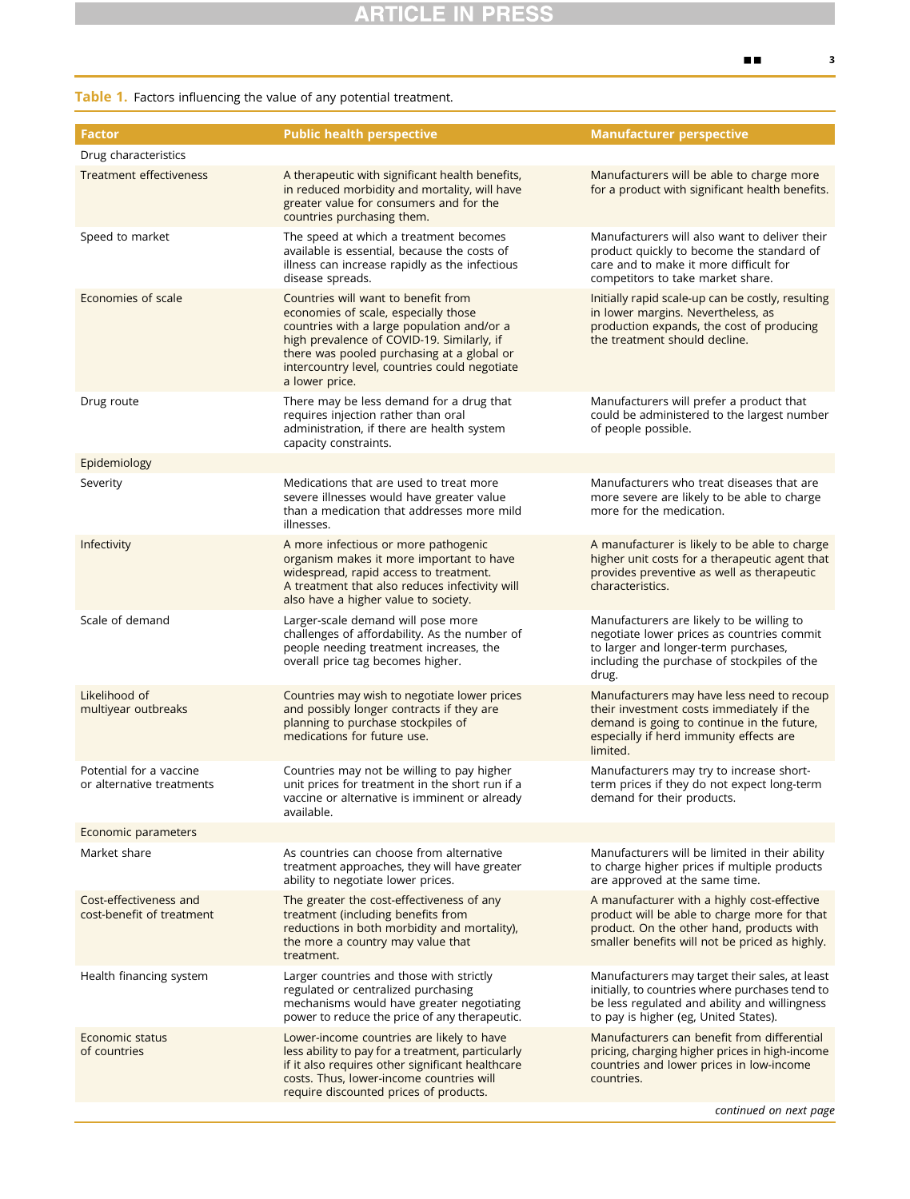**Table 1.** Factors influencing the value of any potential treatment.

| Factor | Public health perspective | Manufacturer perspective |
| --- | --- | --- |
| Drug characteristics | | |
| Treatment effectiveness | A therapeutic with significant health benefits, in reduced morbidity and mortality, will have greater value for consumers and for the countries purchasing them. | Manufacturers will be able to charge more for a product with significant health benefits. |
| Speed to market | The speed at which a treatment becomes available is essential, because the costs of illness can increase rapidly as the infectious disease spreads. | Manufacturers will also want to deliver their product quickly to become the standard of care and to make it more difficult for competitors to take market share. |
| Economies of scale | Countries will want to benefit from economies of scale, especially those countries with a large population and/or a high prevalence of COVID-19. Similarly, if there was pooled purchasing at a global or intercountry level, countries could negotiate a lower price. | Initially rapid scale-up can be costly, resulting in lower margins. Nevertheless, as production expands, the cost of producing the treatment should decline. |
| Drug route | There may be less demand for a drug that requires injection rather than oral administration, if there are health system capacity constraints. | Manufacturers will prefer a product that could be administered to the largest number of people possible. |
| Epidemiology | | |
| Severity | Medications that are used to treat more severe illnesses would have greater value than a medication that addresses more mild illnesses. | Manufacturers who treat diseases that are more severe are likely to be able to charge more for the medication. |
| Infectivity | A more infectious or more pathogenic organism makes it more important to have widespread, rapid access to treatment. A treatment that also reduces infectivity will also have a higher value to society. | A manufacturer is likely to be able to charge higher unit costs for a therapeutic agent that provides preventive as well as therapeutic characteristics. |
| Scale of demand | Larger-scale demand will pose more challenges of affordability. As the number of people needing treatment increases, the overall price tag becomes higher. | Manufacturers are likely to be willing to negotiate lower prices as countries commit to larger and longer-term purchases, including the purchase of stockpiles of the drug. |
| Likelihood of multiyear outbreaks | Countries may wish to negotiate lower prices and possibly longer contracts if they are planning to purchase stockpiles of medications for future use. | Manufacturers may have less need to recoup their investment costs immediately if the demand is going to continue in the future, especially if herd immunity effects are limited. |
| Potential for a vaccine or alternative treatments | Countries may not be willing to pay higher unit prices for treatment in the short run if a vaccine or alternative is imminent or already available. | Manufacturers may try to increase short-term prices if they do not expect long-term demand for their products. |
| Economic parameters | | |
| Market share | As countries can choose from alternative treatment approaches, they will have greater ability to negotiate lower prices. | Manufacturers will be limited in their ability to charge higher prices if multiple products are approved at the same time. |
| Cost-effectiveness and cost-benefit of treatment | The greater the cost-effectiveness of any treatment (including benefits from reductions in both morbidity and mortality), the more a country may value that treatment. | A manufacturer with a highly cost-effective product will be able to charge more for that product. On the other hand, products with smaller benefits will not be priced as highly. |
| Health financing system | Larger countries and those with strictly regulated or centralized purchasing mechanisms would have greater negotiating power to reduce the price of any therapeutic. | Manufacturers may target their sales, at least initially, to countries where purchases tend to be less regulated and ability and willingness to pay is higher (eg, United States). |
| Economic status of countries | Lower-income countries are likely to have less ability to pay for a treatment, particularly if it also requires other significant healthcare costs. Thus, lower-income countries will require discounted prices of products. | Manufacturers can benefit from differential pricing, charging higher prices in high-income countries and lower prices in low-income countries. |

*continued on next page*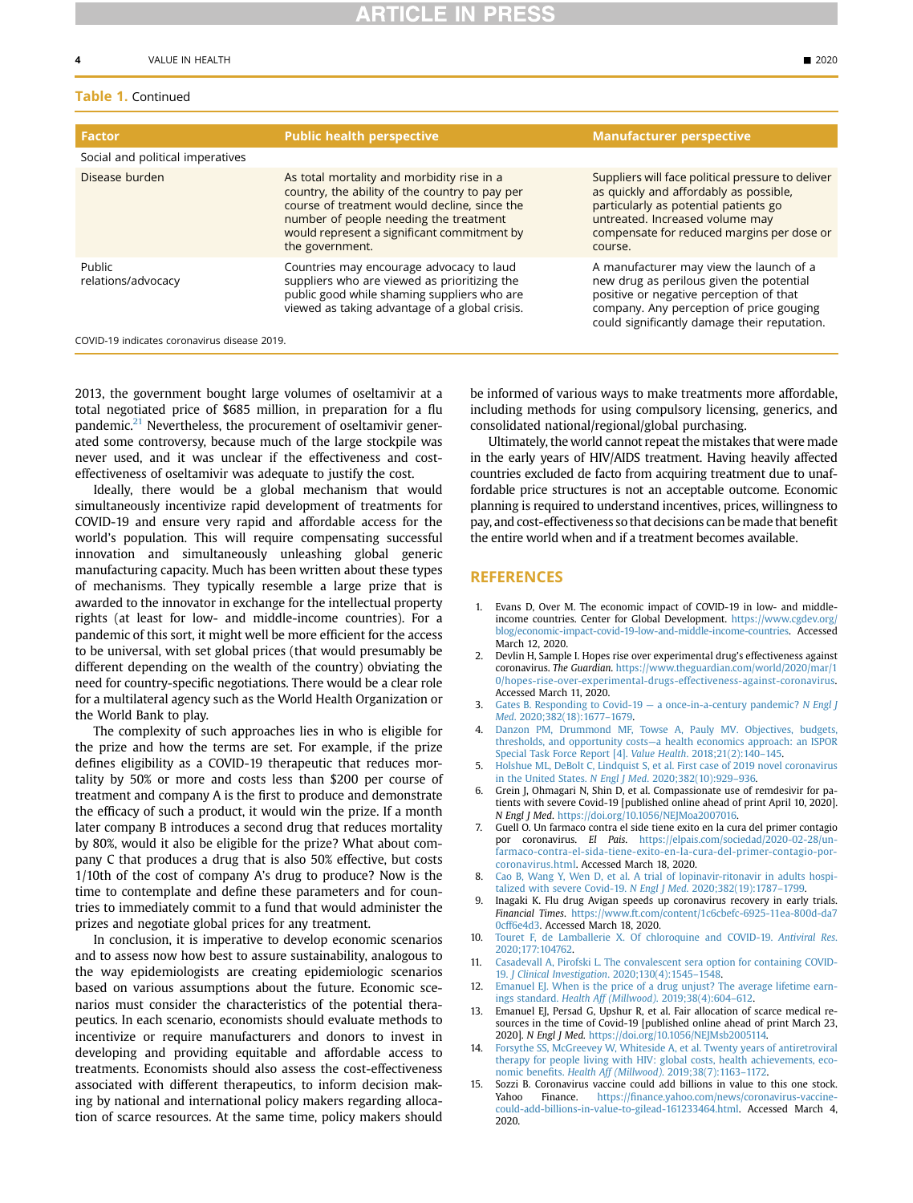**Table 1.** Continued

| Factor | Public health perspective | Manufacturer perspective |
|---|---|---|
| Social and political imperatives | | |
| Disease burden | As total mortality and morbidity rise in a country, the ability of the country to pay per course of treatment would decline, since the number of people needing the treatment would represent a significant commitment by the government. | Suppliers will face political pressure to deliver as quickly and affordably as possible, particularly as potential patients go untreated. Increased volume may compensate for reduced margins per dose or course. |
| Public relations/advocacy | Countries may encourage advocacy to laud suppliers who are viewed as prioritizing the public good while shaming suppliers who are viewed as taking advantage of a global crisis. | A manufacturer may view the launch of a new drug as perilous given the potential positive or negative perception of that company. Any perception of price gouging could significantly damage their reputation. |

COVID-19 indicates coronavirus disease 2019.

2013, the government bought large volumes of oseltamivir at a total negotiated price of $685 million, in preparation for a flu pandemic.[21] Nevertheless, the procurement of oseltamivir generated some controversy, because much of the large stockpile was never used, and it was unclear if the effectiveness and cost-effectiveness of oseltamivir was adequate to justify the cost.

Ideally, there would be a global mechanism that would simultaneously incentivize rapid development of treatments for COVID-19 and ensure very rapid and affordable access for the world's population. This will require compensating successful innovation and simultaneously unleashing global generic manufacturing capacity. Much has been written about these types of mechanisms. They typically resemble a large prize that is awarded to the innovator in exchange for the intellectual property rights (at least for low- and middle-income countries). For a pandemic of this sort, it might well be more efficient for the access to be universal, with set global prices (that would presumably be different depending on the wealth of the country) obviating the need for country-specific negotiations. There would be a clear role for a multilateral agency such as the World Health Organization or the World Bank to play.

The complexity of such approaches lies in who is eligible for the prize and how the terms are set. For example, if the prize defines eligibility as a COVID-19 therapeutic that reduces mortality by 50% or more and costs less than $200 per course of treatment and company A is the first to produce and demonstrate the efficacy of such a product, it would win the prize. If a month later company B introduces a second drug that reduces mortality by 80%, would it also be eligible for the prize? What about company C that produces a drug that is also 50% effective, but costs 1/10th of the cost of company A's drug to produce? Now is the time to contemplate and define these parameters and for countries to immediately commit to a fund that would administer the prizes and negotiate global prices for any treatment.

In conclusion, it is imperative to develop economic scenarios and to assess now how best to assure sustainability, analogous to the way epidemiologists are creating epidemiologic scenarios based on various assumptions about the future. Economic scenarios must consider the characteristics of the potential therapeutics. In each scenario, economists should evaluate methods to incentivize or require manufacturers and donors to invest in developing and providing equitable and affordable access to treatments. Economists should also assess the cost-effectiveness associated with different therapeutics, to inform decision making by national and international policy makers regarding allocation of scarce resources. At the same time, policy makers should be informed of various ways to make treatments more affordable, including methods for using compulsory licensing, generics, and consolidated national/regional/global purchasing.

Ultimately, the world cannot repeat the mistakes that were made in the early years of HIV/AIDS treatment. Having heavily affected countries excluded de facto from acquiring treatment due to unaffordable price structures is not an acceptable outcome. Economic planning is required to understand incentives, prices, willingness to pay, and cost-effectiveness so that decisions can be made that benefit the entire world when and if a treatment becomes available.

## REFERENCES

1. Evans D, Over M. The economic impact of COVID-19 in low- and middle-income countries. Center for Global Development. https://www.cgdev.org/blog/economic-impact-covid-19-low-and-middle-income-countries. Accessed March 12, 2020.
2. Devlin H, Sample I. Hopes rise over experimental drug's effectiveness against coronavirus. *The Guardian*. https://www.theguardian.com/world/2020/mar/10/hopes-rise-over-experimental-drugs-effectiveness-against-coronavirus. Accessed March 11, 2020.
3. Gates B. Responding to Covid-19 — a once-in-a-century pandemic? *N Engl J Med*. 2020;382(18):1677–1679.
4. Danzon PM, Drummond MF, Towse A, Pauly MV. Objectives, budgets, thresholds, and opportunity costs—a health economics approach: an ISPOR Special Task Force Report [4]. *Value Health*. 2018;21(2):140–145.
5. Holshue ML, DeBolt C, Lindquist S, et al. First case of 2019 novel coronavirus in the United States. *N Engl J Med*. 2020;382(10):929–936.
6. Grein J, Ohmagari N, Shin D, et al. Compassionate use of remdesivir for patients with severe Covid-19 [published online ahead of print April 10, 2020]. *N Engl J Med*. https://doi.org/10.1056/NEJMoa2007016.
7. Guell O. Un farmaco contra el side tiene exito en la cura del primer contagio por coronavirus. *El Pais*. https://elpais.com/sociedad/2020-02-28/un-farmaco-contra-el-sida-tiene-exito-en-la-cura-del-primer-contagio-por-coronavirus.html. Accessed March 18, 2020.
8. Cao B, Wang Y, Wen D, et al. A trial of lopinavir-ritonavir in adults hospitalized with severe Covid-19. *N Engl J Med*. 2020;382(19):1787–1799.
9. Inagaki K. Flu drug Avigan speeds up coronavirus recovery in early trials. *Financial Times*. https://www.ft.com/content/1c6cbefc-6925-11ea-800d-da70cff6e4d3. Accessed March 18, 2020.
10. Touret F, de Lamballerie X. Of chloroquine and COVID-19. *Antiviral Res*. 2020;177:104762.
11. Casadevall A, Pirofski L. The convalescent sera option for containing COVID-19. *J Clinical Investigation*. 2020;130(4):1545–1548.
12. Emanuel EJ. When is the price of a drug unjust? The average lifetime earnings standard. *Health Aff (Millwood)*. 2019;38(4):604–612.
13. Emanuel EJ, Persad G, Upshur R, et al. Fair allocation of scarce medical resources in the time of Covid-19 [published online ahead of print March 23, 2020]. *N Engl J Med*. https://doi.org/10.1056/NEJMsb2005114.
14. Forsythe SS, McGreevey W, Whiteside A, et al. Twenty years of antiretroviral therapy for people living with HIV: global costs, health achievements, economic benefits. *Health Aff (Millwood)*. 2019;38(7):1163–1172.
15. Sozzi B. Coronavirus vaccine could add billions in value to this one stock. Yahoo Finance. https://finance.yahoo.com/news/coronavirus-vaccine-could-add-billions-in-value-to-gilead-161233464.html. Accessed March 4, 2020.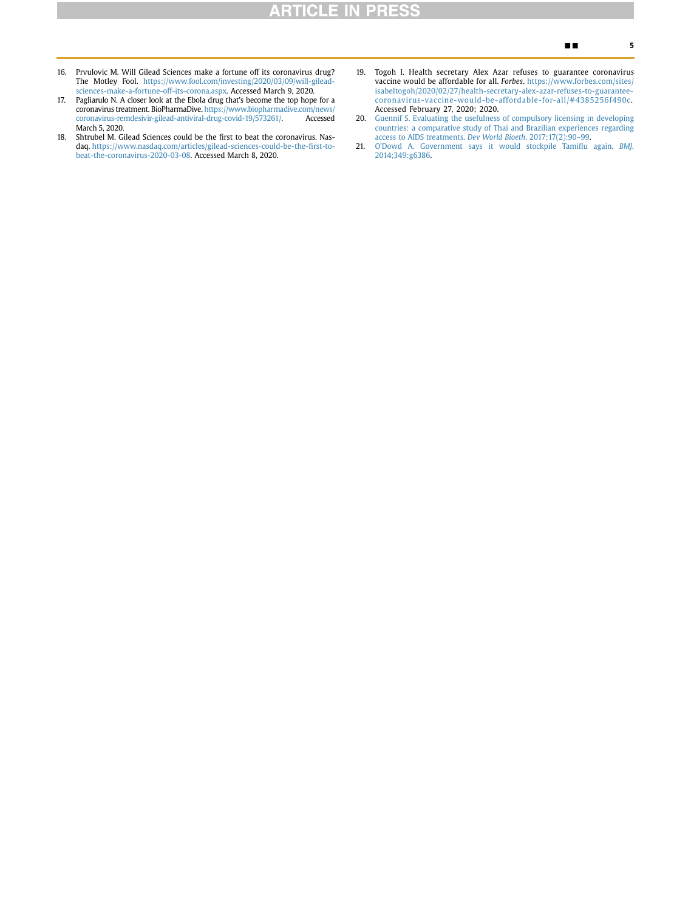16. Prvulovic M. Will Gilead Sciences make a fortune off its coronavirus drug? The Motley Fool. https://www.fool.com/investing/2020/03/09/will-gilead-sciences-make-a-fortune-off-its-corona.aspx. Accessed March 9, 2020.
17. Pagliarulo N. A closer look at the Ebola drug that's become the top hope for a coronavirus treatment. BioPharmaDive. https://www.biopharmadive.com/news/coronavirus-remdesivir-gilead-antiviral-drug-covid-19/573261/. Accessed March 5, 2020.
18. Shtrubel M. Gilead Sciences could be the first to beat the coronavirus. Nasdaq. https://www.nasdaq.com/articles/gilead-sciences-could-be-the-first-to-beat-the-coronavirus-2020-03-08. Accessed March 8, 2020.
19. Togoh I. Health secretary Alex Azar refuses to guarantee coronavirus vaccine would be affordable for all. *Forbes*. https://www.forbes.com/sites/isabeltogoh/2020/02/27/health-secretary-alex-azar-refuses-to-guarantee-coronavirus-vaccine-would-be-affordable-for-all/#4385256f490c. Accessed February 27, 2020; 2020.
20. Guennif S. Evaluating the usefulness of compulsory licensing in developing countries: a comparative study of Thai and Brazilian experiences regarding access to AIDS treatments. *Dev World Bioeth*. 2017;17(2):90–99.
21. O'Dowd A. Government says it would stockpile Tamiflu again. *BMJ*. 2014;349:g6386.